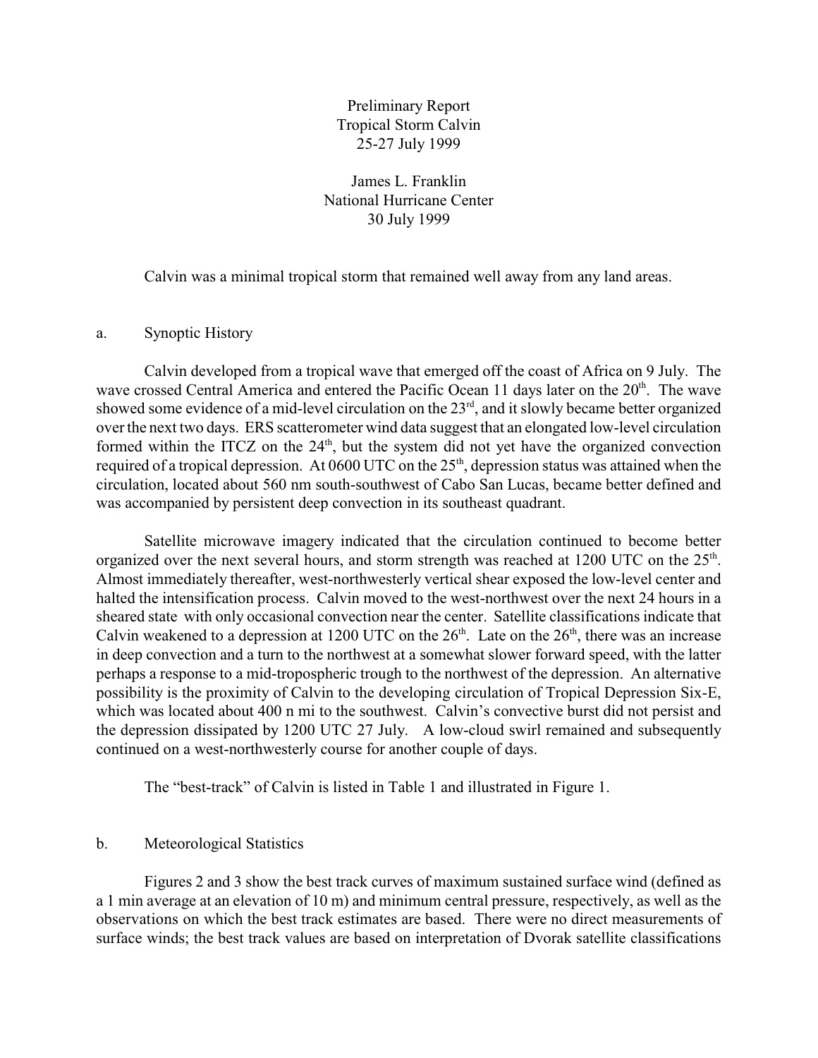Preliminary Report
Tropical Storm Calvin
25-27 July 1999

James L. Franklin
National Hurricane Center
30 July 1999

Calvin was a minimal tropical storm that remained well away from any land areas.

## a. Synoptic History

Calvin developed from a tropical wave that emerged off the coast of Africa on 9 July. The wave crossed Central America and entered the Pacific Ocean 11 days later on the 20th. The wave showed some evidence of a mid-level circulation on the 23rd, and it slowly became better organized over the next two days. ERS scatterometer wind data suggest that an elongated low-level circulation formed within the ITCZ on the 24th, but the system did not yet have the organized convection required of a tropical depression. At 0600 UTC on the 25th, depression status was attained when the circulation, located about 560 nm south-southwest of Cabo San Lucas, became better defined and was accompanied by persistent deep convection in its southeast quadrant.

Satellite microwave imagery indicated that the circulation continued to become better organized over the next several hours, and storm strength was reached at 1200 UTC on the 25th. Almost immediately thereafter, west-northwesterly vertical shear exposed the low-level center and halted the intensification process. Calvin moved to the west-northwest over the next 24 hours in a sheared state with only occasional convection near the center. Satellite classifications indicate that Calvin weakened to a depression at 1200 UTC on the 26th. Late on the 26th, there was an increase in deep convection and a turn to the northwest at a somewhat slower forward speed, with the latter perhaps a response to a mid-tropospheric trough to the northwest of the depression. An alternative possibility is the proximity of Calvin to the developing circulation of Tropical Depression Six-E, which was located about 400 n mi to the southwest. Calvin's convective burst did not persist and the depression dissipated by 1200 UTC 27 July. A low-cloud swirl remained and subsequently continued on a west-northwesterly course for another couple of days.

The "best-track" of Calvin is listed in Table 1 and illustrated in Figure 1.

## b. Meteorological Statistics

Figures 2 and 3 show the best track curves of maximum sustained surface wind (defined as a 1 min average at an elevation of 10 m) and minimum central pressure, respectively, as well as the observations on which the best track estimates are based. There were no direct measurements of surface winds; the best track values are based on interpretation of Dvorak satellite classifications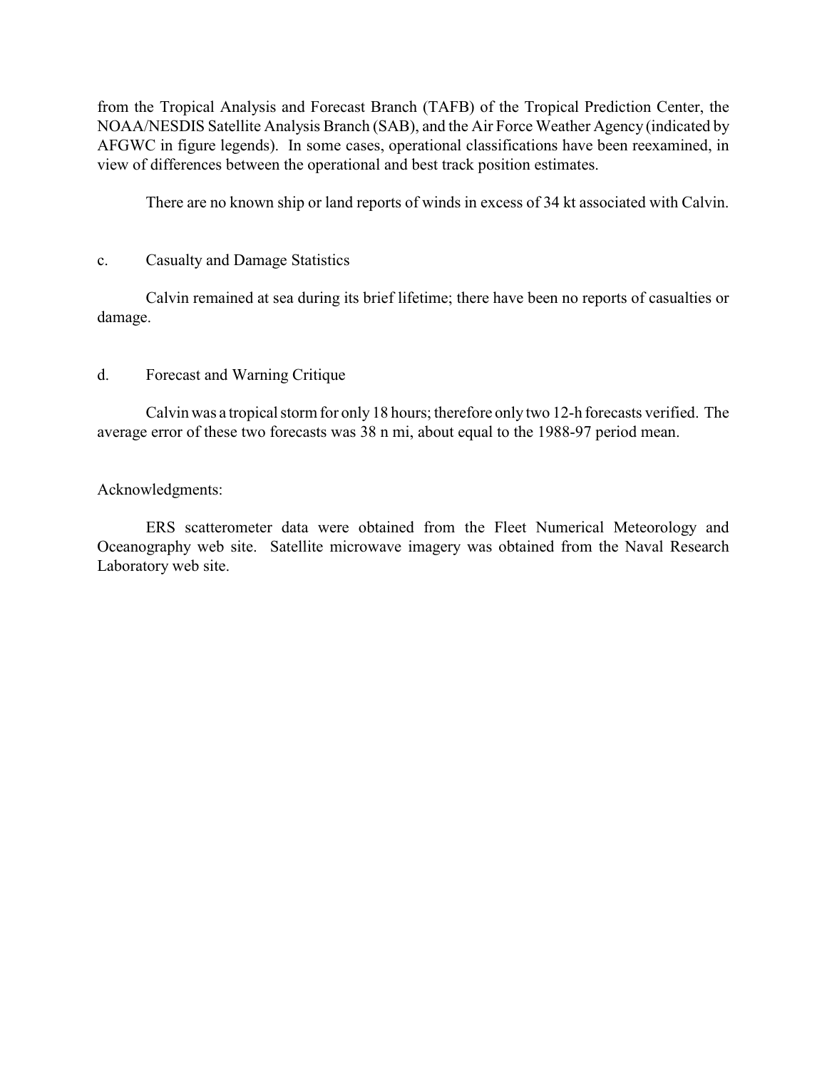from the Tropical Analysis and Forecast Branch (TAFB) of the Tropical Prediction Center, the NOAA/NESDIS Satellite Analysis Branch (SAB), and the Air Force Weather Agency (indicated by AFGWC in figure legends). In some cases, operational classifications have been reexamined, in view of differences between the operational and best track position estimates.

There are no known ship or land reports of winds in excess of 34 kt associated with Calvin.

## c. Casualty and Damage Statistics

Calvin remained at sea during its brief lifetime; there have been no reports of casualties or damage.

## d. Forecast and Warning Critique

Calvin was a tropical storm for only 18 hours; therefore only two 12-h forecasts verified. The average error of these two forecasts was 38 n mi, about equal to the 1988-97 period mean.

## Acknowledgments:

ERS scatterometer data were obtained from the Fleet Numerical Meteorology and Oceanography web site. Satellite microwave imagery was obtained from the Naval Research Laboratory web site.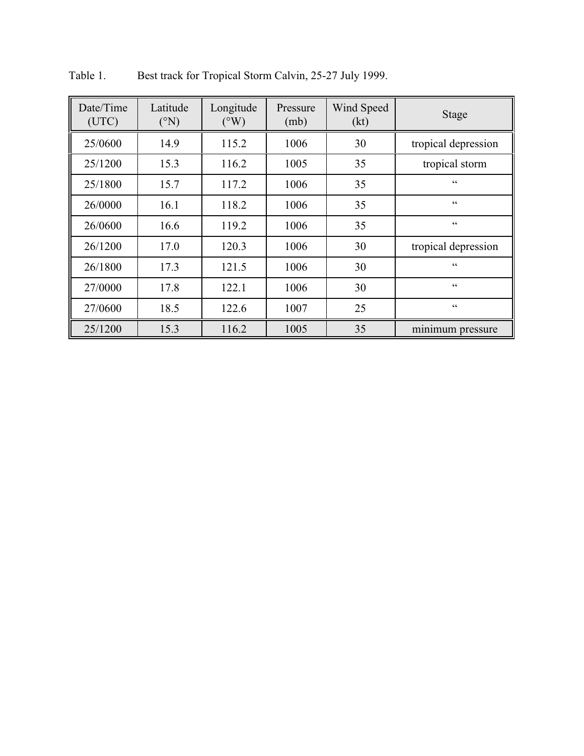Table 1. Best track for Tropical Storm Calvin, 25-27 July 1999.

| Date/Time (UTC) | Latitude (°N) | Longitude (°W) | Pressure (mb) | Wind Speed (kt) | Stage |
|---|---|---|---|---|---|
| 25/0600 | 14.9 | 115.2 | 1006 | 30 | tropical depression |
| 25/1200 | 15.3 | 116.2 | 1005 | 35 | tropical storm |
| 25/1800 | 15.7 | 117.2 | 1006 | 35 | " |
| 26/0000 | 16.1 | 118.2 | 1006 | 35 | " |
| 26/0600 | 16.6 | 119.2 | 1006 | 35 | " |
| 26/1200 | 17.0 | 120.3 | 1006 | 30 | tropical depression |
| 26/1800 | 17.3 | 121.5 | 1006 | 30 | " |
| 27/0000 | 17.8 | 122.1 | 1006 | 30 | " |
| 27/0600 | 18.5 | 122.6 | 1007 | 25 | " |
| 25/1200 | 15.3 | 116.2 | 1005 | 35 | minimum pressure |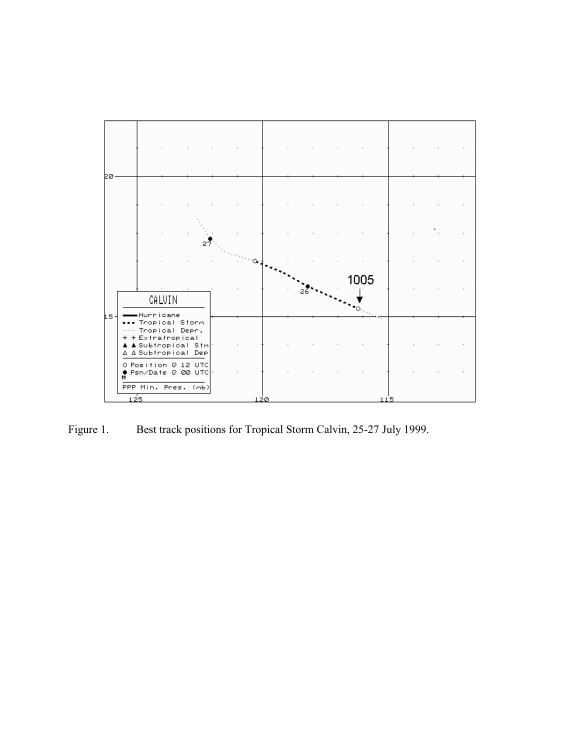Figure 1. Best track positions for Tropical Storm Calvin, 25-27 July 1999.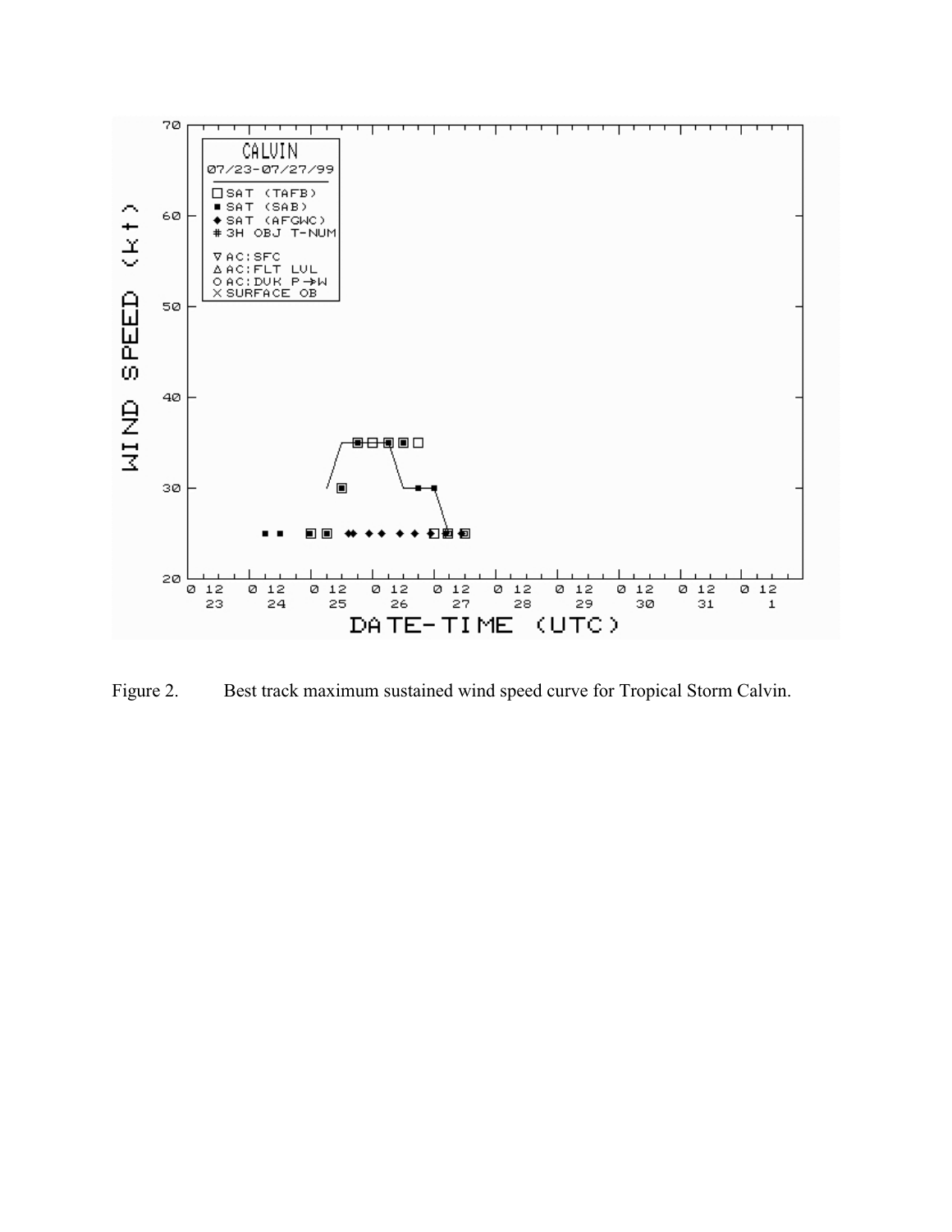Figure 2. Best track maximum sustained wind speed curve for Tropical Storm Calvin.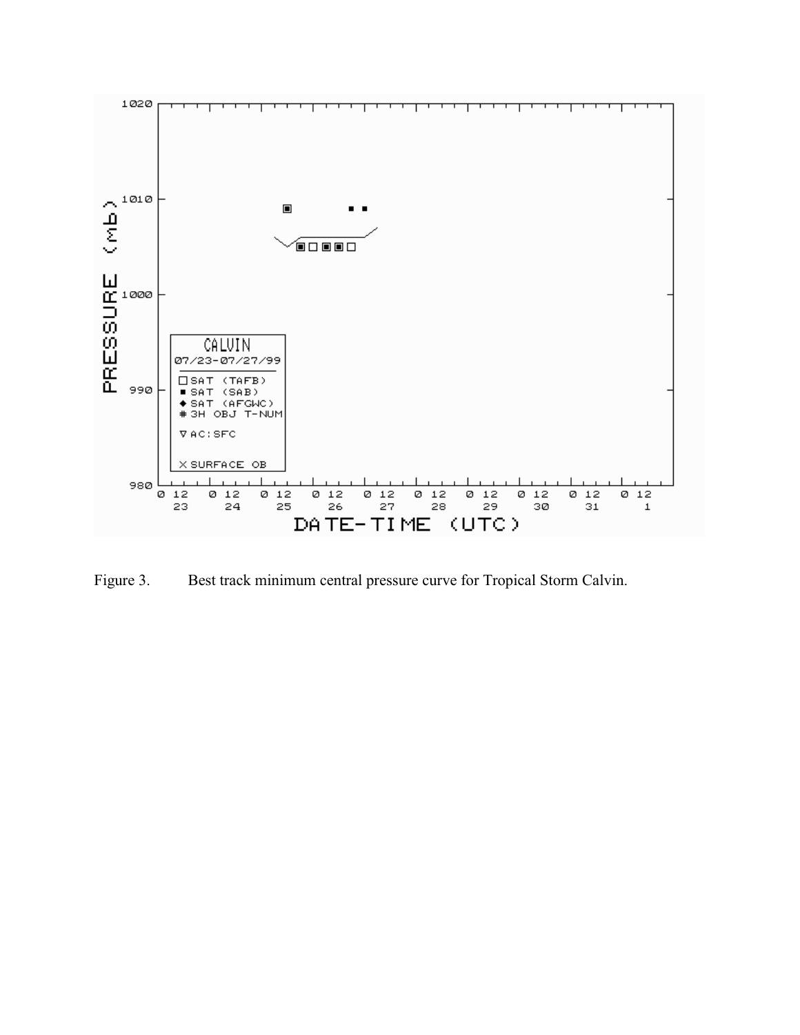1020

1010

1000

990

980

PRESSURE (mb)

CALVIN

07/23-07/27/99

□ SAT (TAFB)

■ SAT (SAB)

◆ SAT (AFGWC)

# 3H OBJ T-NUM

∇ AC:SFC

× SURFACE OB

0 12 0 12 0 12 0 12 0 12 0 12 0 12 0 12 0 12 0 12

23 24 25 26 27 28 29 30 31 1

DATE-TIME (UTC)

Figure 3. Best track minimum central pressure curve for Tropical Storm Calvin.